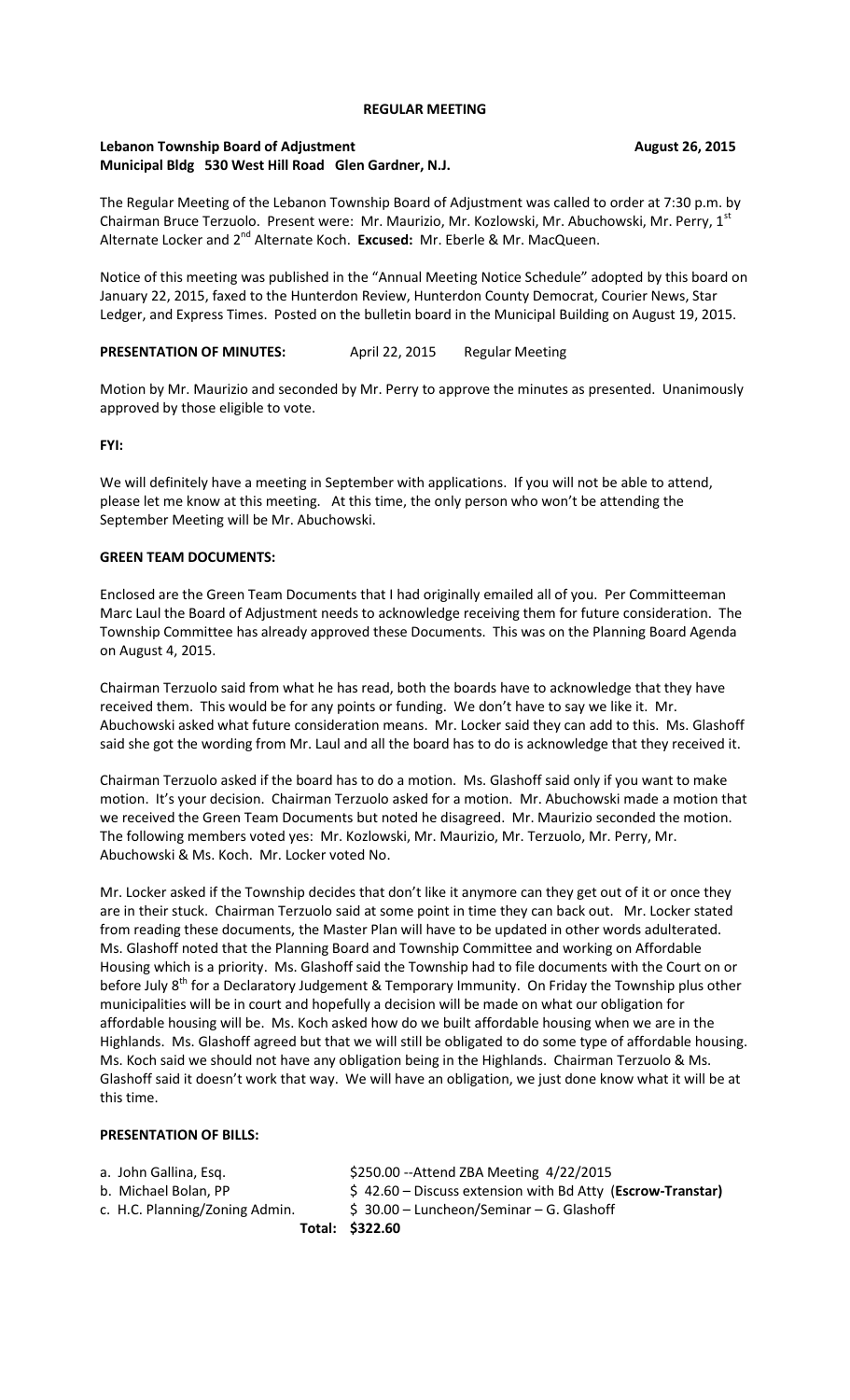**REGULAR MEETING**

**Lebanon Township Board of Adjustment** **August 26, 2015**
**Municipal Bldg 530 West Hill Road Glen Gardner, N.J.**

The Regular Meeting of the Lebanon Township Board of Adjustment was called to order at 7:30 p.m. by Chairman Bruce Terzuolo. Present were: Mr. Maurizio, Mr. Kozlowski, Mr. Abuchowski, Mr. Perry, 1st Alternate Locker and 2nd Alternate Koch. **Excused:** Mr. Eberle & Mr. MacQueen.

Notice of this meeting was published in the "Annual Meeting Notice Schedule" adopted by this board on January 22, 2015, faxed to the Hunterdon Review, Hunterdon County Democrat, Courier News, Star Ledger, and Express Times. Posted on the bulletin board in the Municipal Building on August 19, 2015.

**PRESENTATION OF MINUTES:** April 22, 2015 Regular Meeting

Motion by Mr. Maurizio and seconded by Mr. Perry to approve the minutes as presented. Unanimously approved by those eligible to vote.

**FYI:**

We will definitely have a meeting in September with applications. If you will not be able to attend, please let me know at this meeting. At this time, the only person who won't be attending the September Meeting will be Mr. Abuchowski.

**GREEN TEAM DOCUMENTS:**

Enclosed are the Green Team Documents that I had originally emailed all of you. Per Committeeman Marc Laul the Board of Adjustment needs to acknowledge receiving them for future consideration. The Township Committee has already approved these Documents. This was on the Planning Board Agenda on August 4, 2015.

Chairman Terzuolo said from what he has read, both the boards have to acknowledge that they have received them. This would be for any points or funding. We don't have to say we like it. Mr. Abuchowski asked what future consideration means. Mr. Locker said they can add to this. Ms. Glashoff said she got the wording from Mr. Laul and all the board has to do is acknowledge that they received it.

Chairman Terzuolo asked if the board has to do a motion. Ms. Glashoff said only if you want to make motion. It's your decision. Chairman Terzuolo asked for a motion. Mr. Abuchowski made a motion that we received the Green Team Documents but noted he disagreed. Mr. Maurizio seconded the motion. The following members voted yes: Mr. Kozlowski, Mr. Maurizio, Mr. Terzuolo, Mr. Perry, Mr. Abuchowski & Ms. Koch. Mr. Locker voted No.

Mr. Locker asked if the Township decides that don't like it anymore can they get out of it or once they are in their stuck. Chairman Terzuolo said at some point in time they can back out. Mr. Locker stated from reading these documents, the Master Plan will have to be updated in other words adulterated. Ms. Glashoff noted that the Planning Board and Township Committee and working on Affordable Housing which is a priority. Ms. Glashoff said the Township had to file documents with the Court on or before July 8th for a Declaratory Judgement & Temporary Immunity. On Friday the Township plus other municipalities will be in court and hopefully a decision will be made on what our obligation for affordable housing will be. Ms. Koch asked how do we built affordable housing when we are in the Highlands. Ms. Glashoff agreed but that we will still be obligated to do some type of affordable housing. Ms. Koch said we should not have any obligation being in the Highlands. Chairman Terzuolo & Ms. Glashoff said it doesn't work that way. We will have an obligation, we just done know what it will be at this time.

**PRESENTATION OF BILLS:**

| | | |
|---|---|---|
| a. John Gallina, Esq. | $250.00 | --Attend ZBA Meeting 4/22/2015 |
| b. Michael Bolan, PP | $ 42.60 | – Discuss extension with Bd Atty (**Escrow-Transtar**) |
| c. H.C. Planning/Zoning Admin. | $ 30.00 | – Luncheon/Seminar – G. Glashoff |
| **Total:** | **$322.60** | |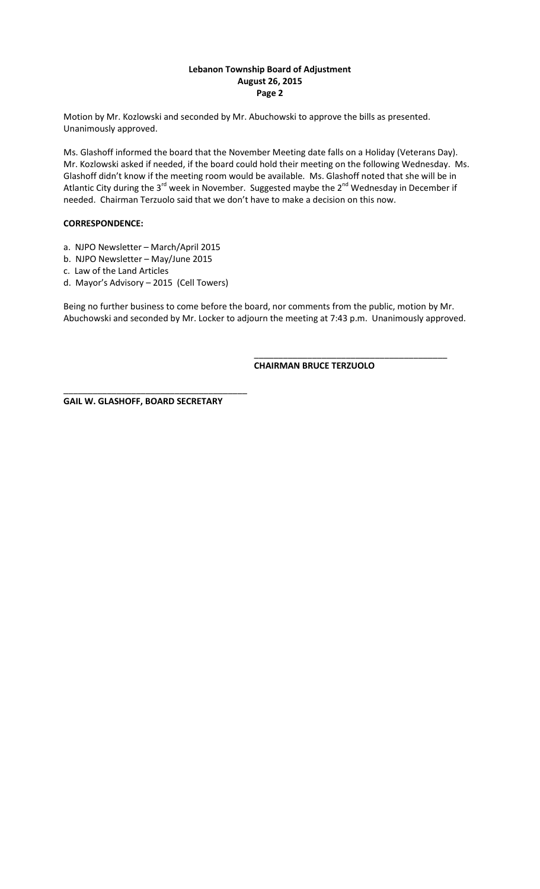Motion by Mr. Kozlowski and seconded by Mr. Abuchowski to approve the bills as presented. Unanimously approved.

Ms. Glashoff informed the board that the November Meeting date falls on a Holiday (Veterans Day). Mr. Kozlowski asked if needed, if the board could hold their meeting on the following Wednesday. Ms. Glashoff didn't know if the meeting room would be available. Ms. Glashoff noted that she will be in Atlantic City during the 3rd week in November. Suggested maybe the 2nd Wednesday in December if needed. Chairman Terzuolo said that we don't have to make a decision on this now.

**CORRESPONDENCE:**

a. NJPO Newsletter – March/April 2015
b. NJPO Newsletter – May/June 2015
c. Law of the Land Articles
d. Mayor's Advisory – 2015 (Cell Towers)

Being no further business to come before the board, nor comments from the public, motion by Mr. Abuchowski and seconded by Mr. Locker to adjourn the meeting at 7:43 p.m. Unanimously approved.

\_\_\_\_\_\_\_\_\_\_\_\_\_\_\_\_\_\_\_\_\_\_\_\_\_\_\_\_\_\_\_\_\_\_\_\_\_\_\_\_
**CHAIRMAN BRUCE TERZUOLO**

\_\_\_\_\_\_\_\_\_\_\_\_\_\_\_\_\_\_\_\_\_\_\_\_\_\_\_\_\_\_\_\_\_\_\_\_\_\_\_\_
**GAIL W. GLASHOFF, BOARD SECRETARY**